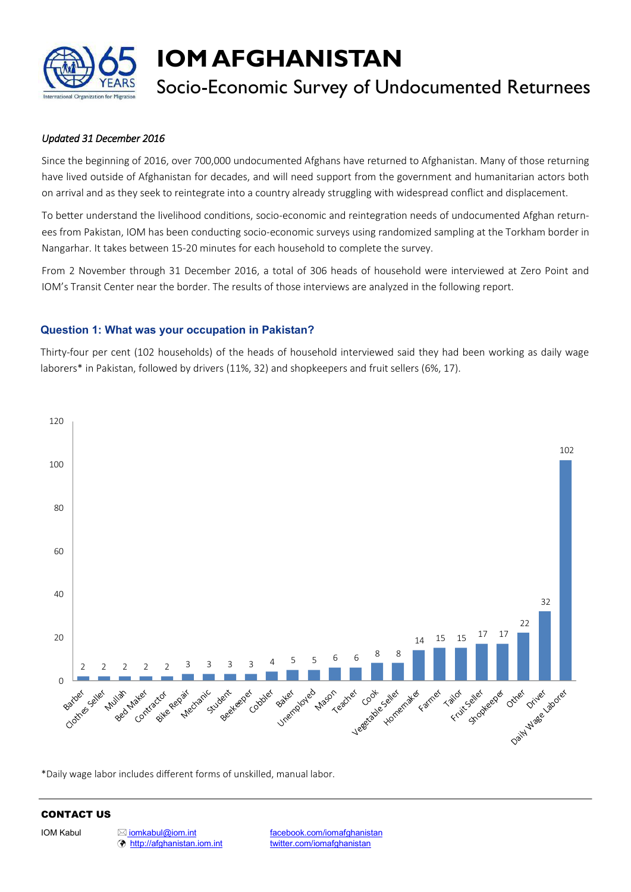# IOM AFGHANISTAN

## Socio-Economic Survey of Undocumented Returnees

*Updated 31 December 2016*

Since the beginning of 2016, over 700,000 undocumented Afghans have returned to Afghanistan. Many of those returning have lived outside of Afghanistan for decades, and will need support from the government and humanitarian actors both on arrival and as they seek to reintegrate into a country already struggling with widespread conflict and displacement.

To better understand the livelihood conditions, socio-economic and reintegration needs of undocumented Afghan returnees from Pakistan, IOM has been conducting socio-economic surveys using randomized sampling at the Torkham border in Nangarhar. It takes between 15-20 minutes for each household to complete the survey.

From 2 November through 31 December 2016, a total of 306 heads of household were interviewed at Zero Point and IOM's Transit Center near the border. The results of those interviews are analyzed in the following report.

### Question 1: What was your occupation in Pakistan?

Thirty-four per cent (102 households) of the heads of household interviewed said they had been working as daily wage laborers* in Pakistan, followed by drivers (11%, 32) and shopkeepers and fruit sellers (6%, 17).

| Occupation | Number |
|---|---|
| Barber | 2 |
| Clothes Seller | 2 |
| Mullah | 2 |
| Bed Maker | 2 |
| Contractor | 2 |
| Bike Repair | 3 |
| Mechanic | 3 |
| Student | 3 |
| Beekeeper | 3 |
| Cobbler | 4 |
| Baker | 5 |
| Unemployed | 5 |
| Mason | 6 |
| Teacher | 6 |
| Cook | 8 |
| Vegetable Seller | 8 |
| Homemaker | 14 |
| Farmer | 15 |
| Tailor | 15 |
| Fruit Seller | 17 |
| Shopkeeper | 17 |
| Other | 22 |
| Driver | 32 |
| Daily Wage Laborer | 102 |

*Daily wage labor includes different forms of unskilled, manual labor.

**CONTACT US**

IOM Kabul — iomkabul@iom.int — http://afghanistan.iom.int — facebook.com/iomafghanistan — twitter.com/iomafghanistan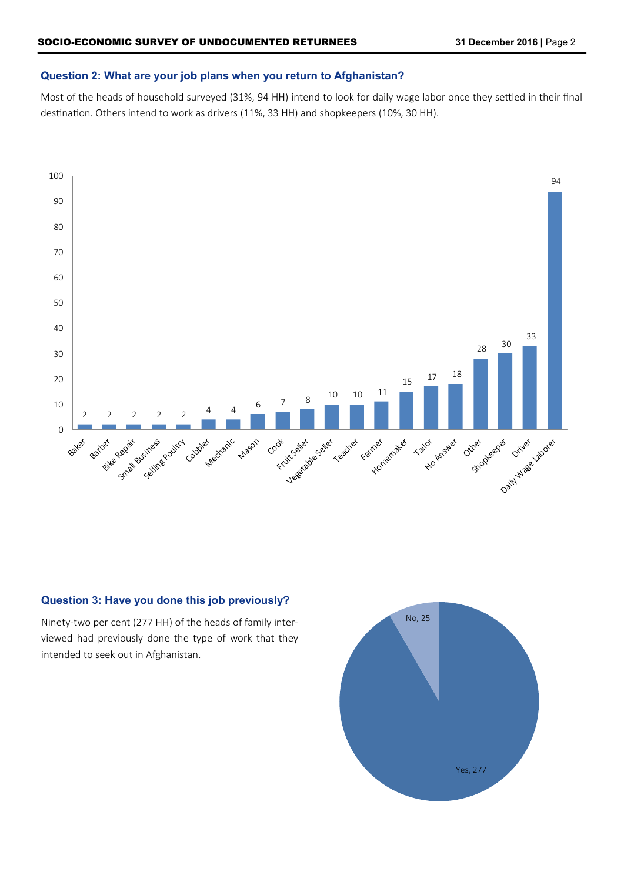## Question 2: What are your job plans when you return to Afghanistan?

Most of the heads of household surveyed (31%, 94 HH) intend to look for daily wage labor once they settled in their final destination. Others intend to work as drivers (11%, 33 HH) and shopkeepers (10%, 30 HH).

| Job | HH |
|---|---|
| Baker | 2 |
| Barber | 2 |
| Bike Repair | 2 |
| Small Business | 2 |
| Selling Poultry | 2 |
| Cobbler | 4 |
| Mechanic | 4 |
| Mason | 6 |
| Cook | 7 |
| Fruit Seller | 8 |
| Vegetable Seller | 10 |
| Teacher | 10 |
| Farmer | 11 |
| Homemaker | 15 |
| Tailor | 17 |
| No Answer | 18 |
| Other | 28 |
| Shopkeeper | 30 |
| Driver | 33 |
| Daily Wage Laborer | 94 |

## Question 3: Have you done this job previously?

Ninety-two per cent (277 HH) of the heads of family interviewed had previously done the type of work that they intended to seek out in Afghanistan.

| Response | HH |
|---|---|
| Yes | 277 |
| No | 25 |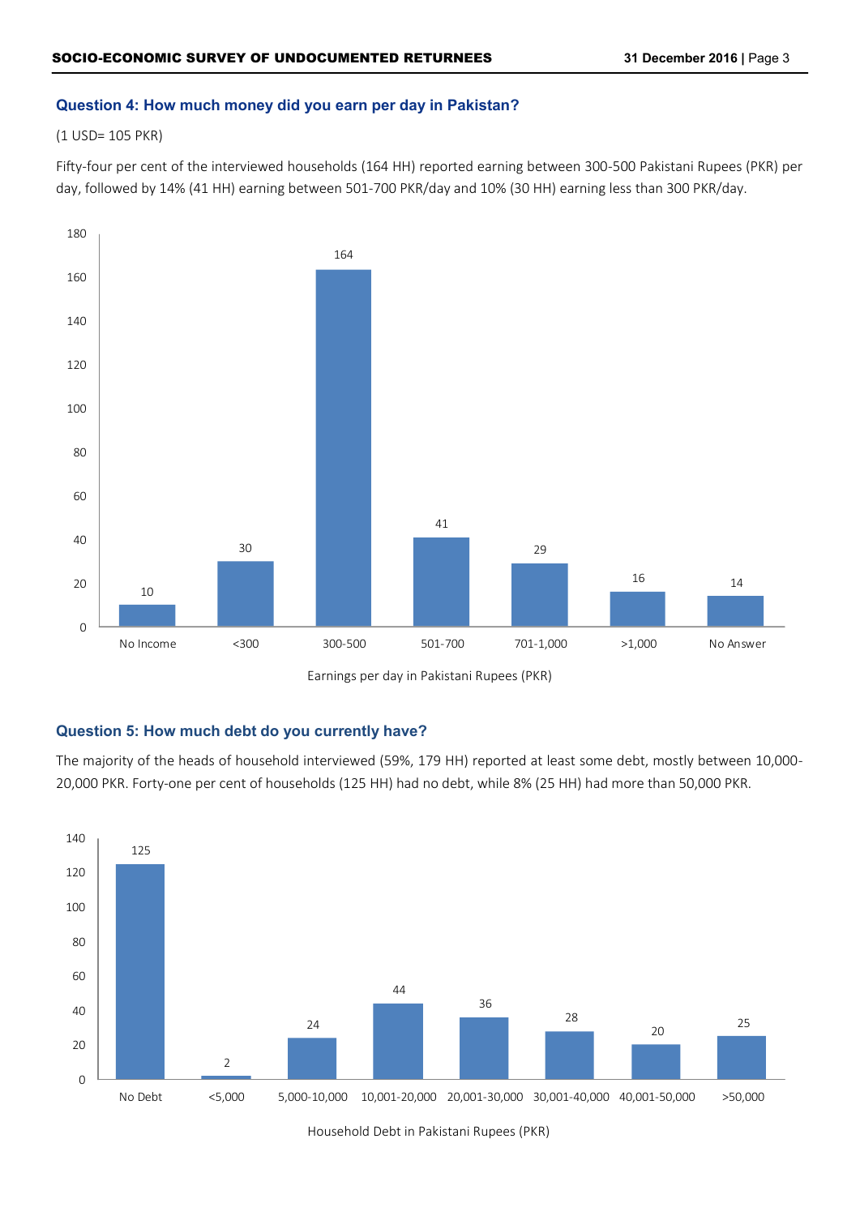### Question 4: How much money did you earn per day in Pakistan?

(1 USD= 105 PKR)

Fifty-four per cent of the interviewed households (164 HH) reported earning between 300-500 Pakistani Rupees (PKR) per day, followed by 14% (41 HH) earning between 501-700 PKR/day and 10% (30 HH) earning less than 300 PKR/day.

| Earnings per day in Pakistani Rupees (PKR) | Households |
|---|---|
| No Income | 10 |
| <300 | 30 |
| 300-500 | 164 |
| 501-700 | 41 |
| 701-1,000 | 29 |
| >1,000 | 16 |
| No Answer | 14 |

Earnings per day in Pakistani Rupees (PKR)

### Question 5: How much debt do you currently have?

The majority of the heads of household interviewed (59%, 179 HH) reported at least some debt, mostly between 10,000-20,000 PKR. Forty-one per cent of households (125 HH) had no debt, while 8% (25 HH) had more than 50,000 PKR.

| Household Debt in Pakistani Rupees (PKR) | Households |
|---|---|
| No Debt | 125 |
| <5,000 | 2 |
| 5,000-10,000 | 24 |
| 10,001-20,000 | 44 |
| 20,001-30,000 | 36 |
| 30,001-40,000 | 28 |
| 40,001-50,000 | 20 |
| >50,000 | 25 |

Household Debt in Pakistani Rupees (PKR)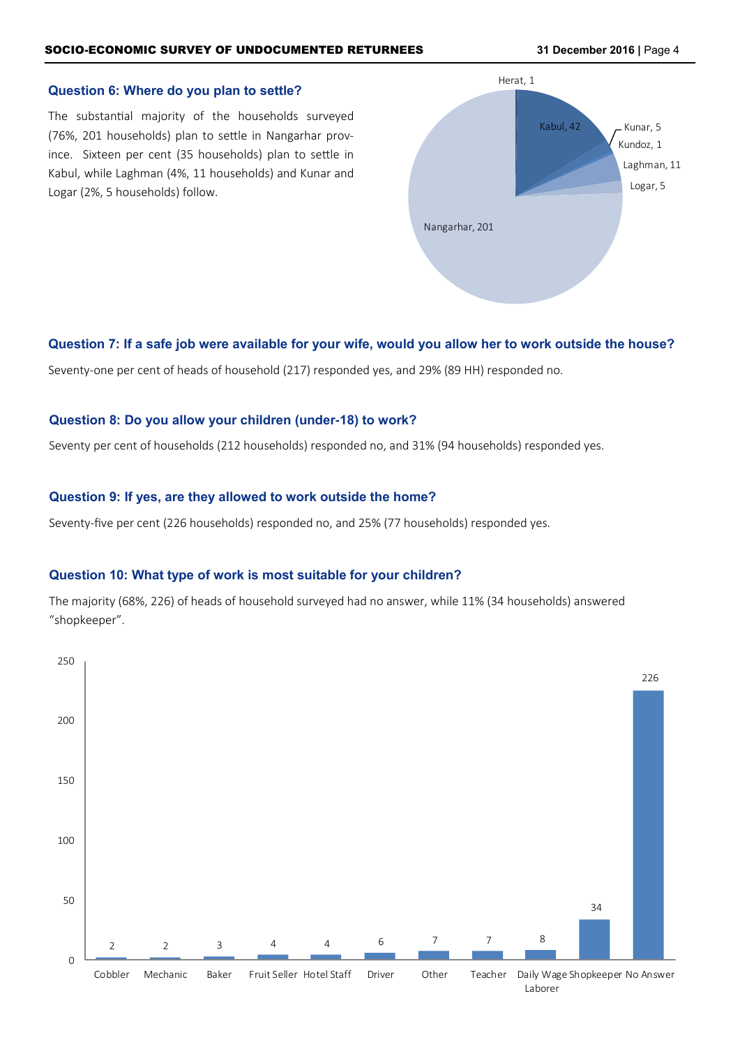### Question 6: Where do you plan to settle?

The substantial majority of the households surveyed (76%, 201 households) plan to settle in Nangarhar province. Sixteen per cent (35 households) plan to settle in Kabul, while Laghman (4%, 11 households) and Kunar and Logar (2%, 5 households) follow.

| Province | Households |
|---|---|
| Herat | 1 |
| Kabul | 42 |
| Kunar | 5 |
| Kundoz | 1 |
| Laghman | 11 |
| Logar | 5 |
| Nangarhar | 201 |

### Question 7: If a safe job were available for your wife, would you allow her to work outside the house?

Seventy-one per cent of heads of household (217) responded yes, and 29% (89 HH) responded no.

### Question 8: Do you allow your children (under-18) to work?

Seventy per cent of households (212 households) responded no, and 31% (94 households) responded yes.

### Question 9: If yes, are they allowed to work outside the home?

Seventy-five per cent (226 households) responded no, and 25% (77 households) responded yes.

### Question 10: What type of work is most suitable for your children?

The majority (68%, 226) of heads of household surveyed had no answer, while 11% (34 households) answered "shopkeeper".

| Type of work | Households |
|---|---|
| Cobbler | 2 |
| Mechanic | 2 |
| Baker | 3 |
| Fruit Seller | 4 |
| Hotel Staff | 4 |
| Driver | 6 |
| Other | 7 |
| Teacher | 7 |
| Daily Wage Laborer | 8 |
| Shopkeeper | 34 |
| No Answer | 226 |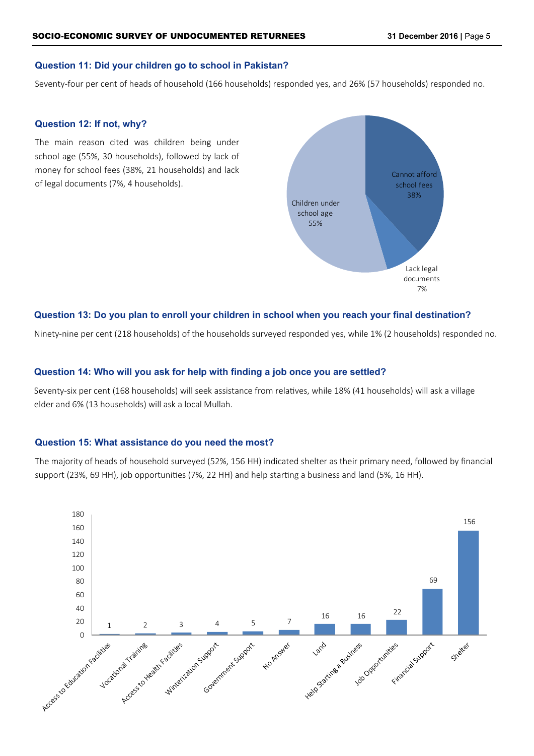### Question 11: Did your children go to school in Pakistan?

Seventy-four per cent of heads of household (166 households) responded yes, and 26% (57 households) responded no.

### Question 12: If not, why?

The main reason cited was children being under school age (55%, 30 households), followed by lack of money for school fees (38%, 21 households) and lack of legal documents (7%, 4 households).

Cannot afford school fees 38%

Lack legal documents 7%

Children under school age 55%

### Question 13: Do you plan to enroll your children in school when you reach your final destination?

Ninety-nine per cent (218 households) of the households surveyed responded yes, while 1% (2 households) responded no.

### Question 14: Who will you ask for help with finding a job once you are settled?

Seventy-six per cent (168 households) will seek assistance from relatives, while 18% (41 households) will ask a village elder and 6% (13 households) will ask a local Mullah.

### Question 15: What assistance do you need the most?

The majority of heads of household surveyed (52%, 156 HH) indicated shelter as their primary need, followed by financial support (23%, 69 HH), job opportunities (7%, 22 HH) and help starting a business and land (5%, 16 HH).

180
160
140
120
100
80
60
40
20
0

Access to Education Facilities 1
Vocational Training 2
Access to Health Facilities 3
Winterization Support 4
Government Support 5
No Answer 7
Land 16
Help Starting a Business 16
Job Opportunities 22
Financial Support 69
Shelter 156